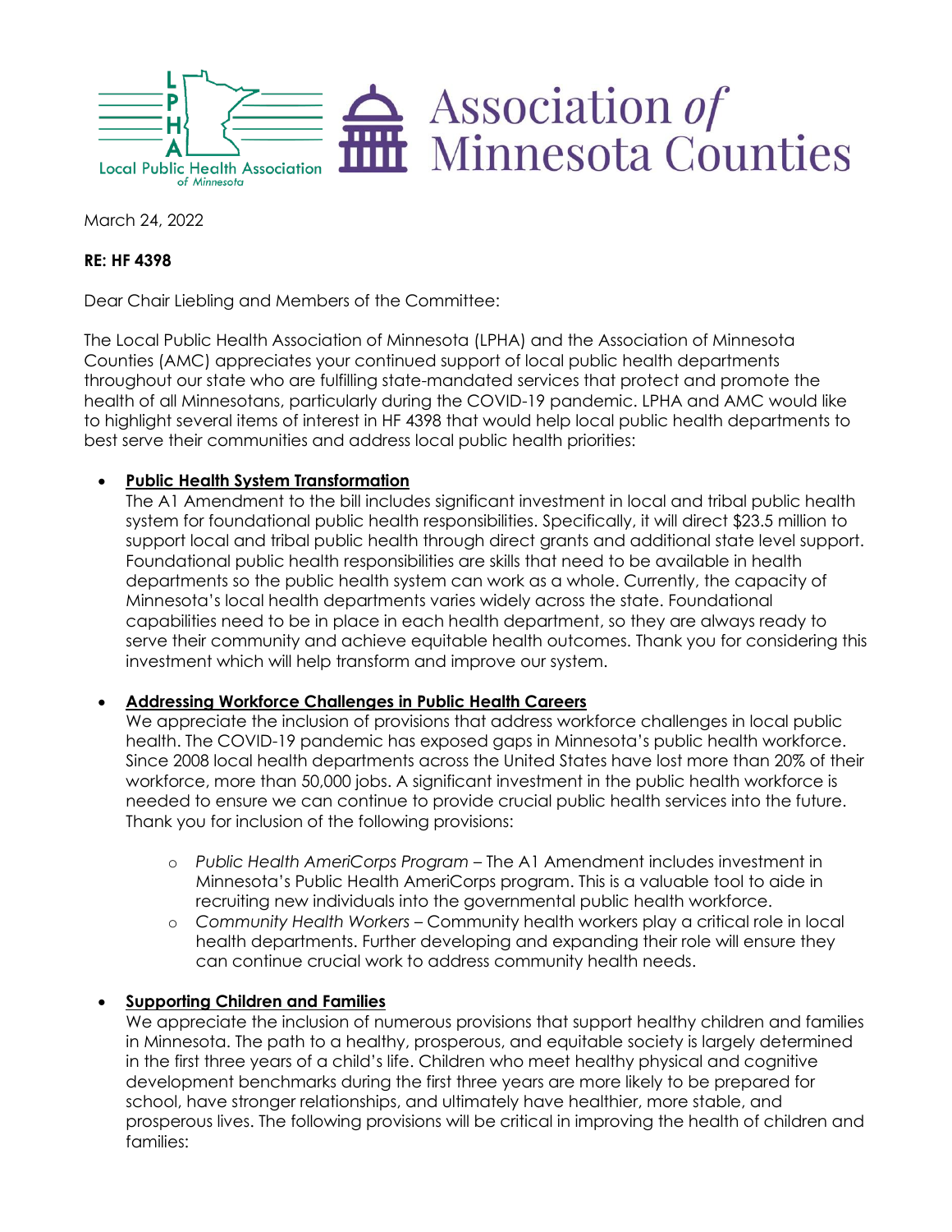Local Public Health Association of Minnesota | Association of Minnesota Counties

March 24, 2022

**RE: HF 4398**

Dear Chair Liebling and Members of the Committee:

The Local Public Health Association of Minnesota (LPHA) and the Association of Minnesota Counties (AMC) appreciates your continued support of local public health departments throughout our state who are fulfilling state-mandated services that protect and promote the health of all Minnesotans, particularly during the COVID-19 pandemic. LPHA and AMC would like to highlight several items of interest in HF 4398 that would help local public health departments to best serve their communities and address local public health priorities:

- **Public Health System Transformation**
  The A1 Amendment to the bill includes significant investment in local and tribal public health system for foundational public health responsibilities. Specifically, it will direct $23.5 million to support local and tribal public health through direct grants and additional state level support. Foundational public health responsibilities are skills that need to be available in health departments so the public health system can work as a whole. Currently, the capacity of Minnesota's local health departments varies widely across the state. Foundational capabilities need to be in place in each health department, so they are always ready to serve their community and achieve equitable health outcomes. Thank you for considering this investment which will help transform and improve our system.

- **Addressing Workforce Challenges in Public Health Careers**
  We appreciate the inclusion of provisions that address workforce challenges in local public health. The COVID-19 pandemic has exposed gaps in Minnesota's public health workforce. Since 2008 local health departments across the United States have lost more than 20% of their workforce, more than 50,000 jobs. A significant investment in the public health workforce is needed to ensure we can continue to provide crucial public health services into the future. Thank you for inclusion of the following provisions:

  - *Public Health AmeriCorps Program* – The A1 Amendment includes investment in Minnesota's Public Health AmeriCorps program. This is a valuable tool to aide in recruiting new individuals into the governmental public health workforce.
  - *Community Health Workers* – Community health workers play a critical role in local health departments. Further developing and expanding their role will ensure they can continue crucial work to address community health needs.

- **Supporting Children and Families**
  We appreciate the inclusion of numerous provisions that support healthy children and families in Minnesota. The path to a healthy, prosperous, and equitable society is largely determined in the first three years of a child's life. Children who meet healthy physical and cognitive development benchmarks during the first three years are more likely to be prepared for school, have stronger relationships, and ultimately have healthier, more stable, and prosperous lives. The following provisions will be critical in improving the health of children and families: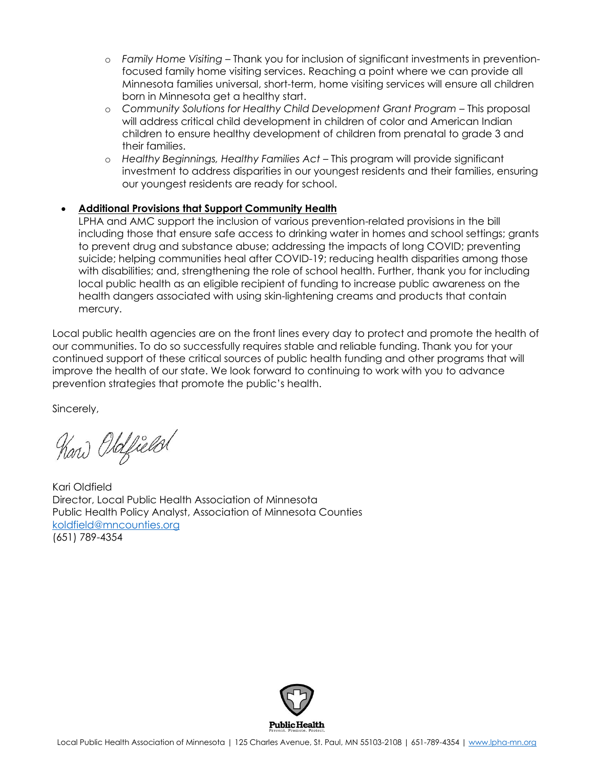- *Family Home Visiting* – Thank you for inclusion of significant investments in prevention-focused family home visiting services. Reaching a point where we can provide all Minnesota families universal, short-term, home visiting services will ensure all children born in Minnesota get a healthy start.
- *Community Solutions for Healthy Child Development Grant Program* – This proposal will address critical child development in children of color and American Indian children to ensure healthy development of children from prenatal to grade 3 and their families.
- *Healthy Beginnings, Healthy Families Act* – This program will provide significant investment to address disparities in our youngest residents and their families, ensuring our youngest residents are ready for school.

- **Additional Provisions that Support Community Health**

  LPHA and AMC support the inclusion of various prevention-related provisions in the bill including those that ensure safe access to drinking water in homes and school settings; grants to prevent drug and substance abuse; addressing the impacts of long COVID; preventing suicide; helping communities heal after COVID-19; reducing health disparities among those with disabilities; and, strengthening the role of school health. Further, thank you for including local public health as an eligible recipient of funding to increase public awareness on the health dangers associated with using skin-lightening creams and products that contain mercury.

Local public health agencies are on the front lines every day to protect and promote the health of our communities. To do so successfully requires stable and reliable funding. Thank you for your continued support of these critical sources of public health funding and other programs that will improve the health of our state. We look forward to continuing to work with you to advance prevention strategies that promote the public's health.

Sincerely,

Kari Oldfield

Kari Oldfield
Director, Local Public Health Association of Minnesota
Public Health Policy Analyst, Association of Minnesota Counties
koldfield@mncounties.org
(651) 789-4354

Public Health
Prevent. Promote. Protect.

Local Public Health Association of Minnesota | 125 Charles Avenue, St. Paul, MN 55103-2108 | 651-789-4354 | www.lpha-mn.org